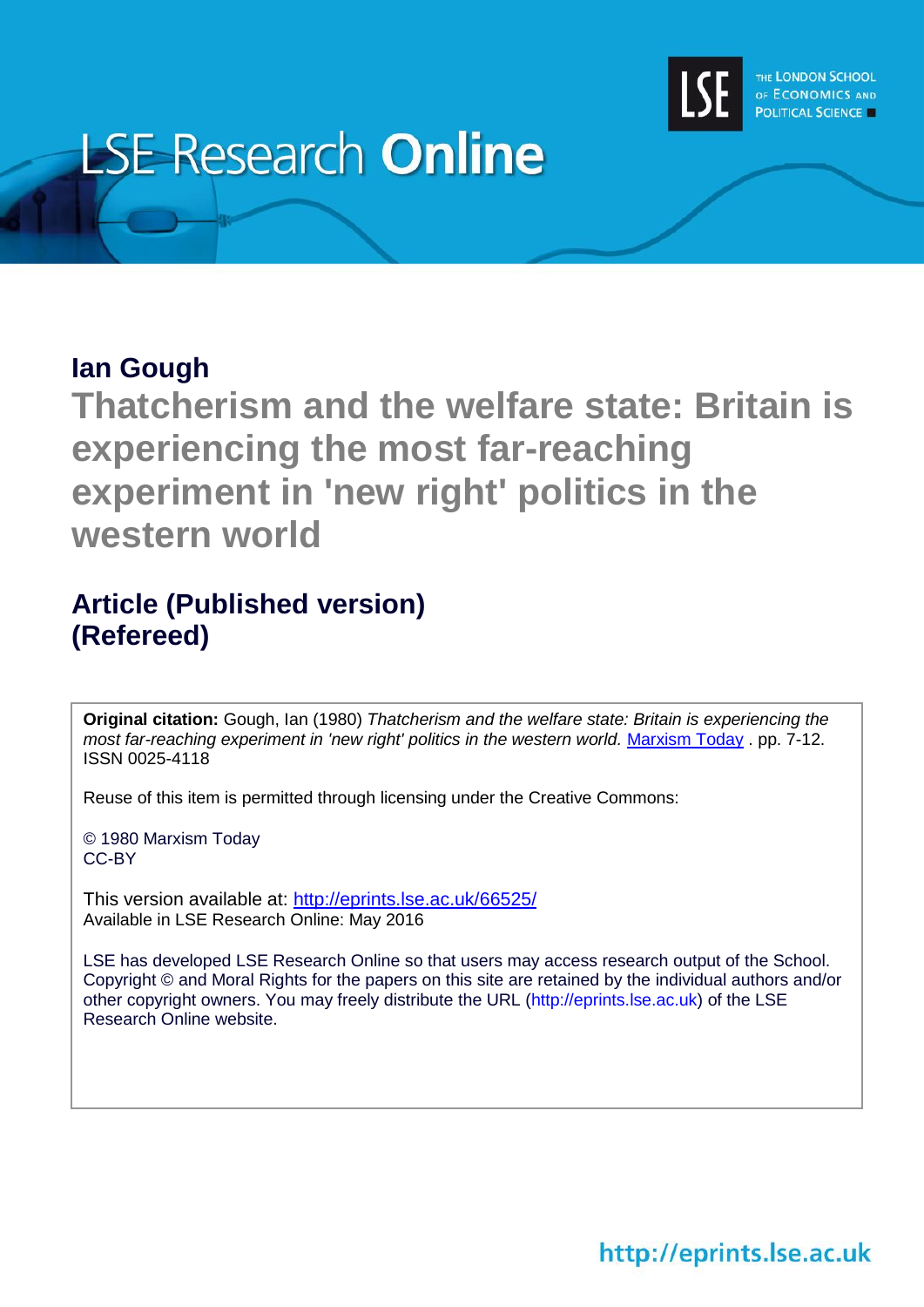LSE Research Online

THE LONDON SCHOOL OF ECONOMICS AND POLITICAL SCIENCE

**Ian Gough**

# Thatcherism and the welfare state: Britain is experiencing the most far-reaching experiment in 'new right' politics in the western world

## Article (Published version) (Refereed)

**Original citation:** Gough, Ian (1980) *Thatcherism and the welfare state: Britain is experiencing the most far-reaching experiment in 'new right' politics in the western world.* Marxism Today . pp. 7-12. ISSN 0025-4118

Reuse of this item is permitted through licensing under the Creative Commons:

© 1980 Marxism Today
CC-BY

This version available at: http://eprints.lse.ac.uk/66525/
Available in LSE Research Online: May 2016

LSE has developed LSE Research Online so that users may access research output of the School. Copyright © and Moral Rights for the papers on this site are retained by the individual authors and/or other copyright owners. You may freely distribute the URL (http://eprints.lse.ac.uk) of the LSE Research Online website.

http://eprints.lse.ac.uk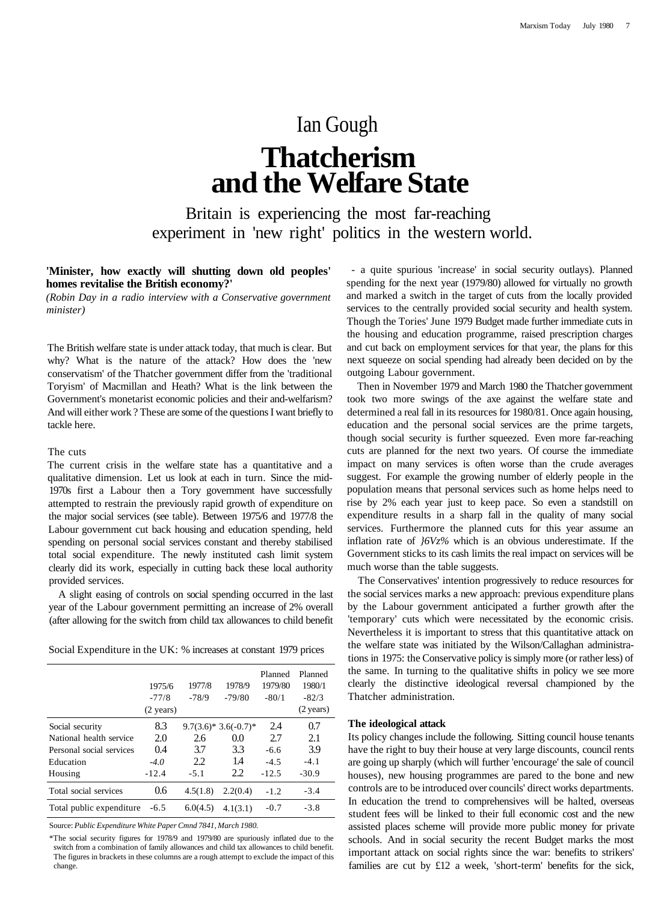Ian Gough

# Thatcherism and the Welfare State

## Britain is experiencing the most far-reaching experiment in 'new right' politics in the western world.

**'Minister, how exactly will shutting down old peoples' homes revitalise the British economy?'**

*(Robin Day in a radio interview with a Conservative government minister)*

The British welfare state is under attack today, that much is clear. But why? What is the nature of the attack? How does the 'new conservatism' of the Thatcher government differ from the 'traditional Toryism' of Macmillan and Heath? What is the link between the Government's monetarist economic policies and their and-welfarism? And will either work ? These are some of the questions I want briefly to tackle here.

### The cuts

The current crisis in the welfare state has a quantitative and a qualitative dimension. Let us look at each in turn. Since the mid-1970s first a Labour then a Tory government have successfully attempted to restrain the previously rapid growth of expenditure on the major social services (see table). Between 1975/6 and 1977/8 the Labour government cut back housing and education spending, held spending on personal social services constant and thereby stabilised total social expenditure. The newly instituted cash limit system clearly did its work, especially in cutting back these local authority provided services.

A slight easing of controls on social spending occurred in the last year of the Labour government permitting an increase of 2% overall (after allowing for the switch from child tax allowances to child benefit - a quite spurious 'increase' in social security outlays). Planned spending for the next year (1979/80) allowed for virtually no growth and marked a switch in the target of cuts from the locally provided services to the centrally provided social security and health system. Though the Tories' June 1979 Budget made further immediate cuts in the housing and education programme, raised prescription charges and cut back on employment services for that year, the plans for this next squeeze on social spending had already been decided on by the outgoing Labour government.

Social Expenditure in the UK: % increases at constant 1979 prices

| | 1975/6 -77/8 (2 years) | 1977/8 -78/9 | 1978/9 -79/80 | Planned 1979/80 -80/1 | Planned 1980/1 -82/3 (2 years) |
|---|---|---|---|---|---|
| Social security | 8.3 | 9.7(3.6)* | 3.6(-0.7)* | 2.4 | 0.7 |
| National health service | 2.0 | 2.6 | 0.0 | 2.7 | 2.1 |
| Personal social services | 0.4 | 3.7 | 3.3 | -6.6 | 3.9 |
| Education | -4.0 | 2.2 | 1.4 | -4.5 | -4.1 |
| Housing | -12.4 | -5.1 | 2.2 | -12.5 | -30.9 |
| Total social services | 0.6 | 4.5(1.8) | 2.2(0.4) | -1.2 | -3.4 |
| Total public expenditure | -6.5 | 6.0(4.5) | 4.1(3.1) | -0.7 | -3.8 |

Source: *Public Expenditure White Paper Cmnd 7841, March 1980.*

*The social security figures for 1978/9 and 1979/80 are spuriously inflated due to the switch from a combination of family allowances and child tax allowances to child benefit. The figures in brackets in these columns are a rough attempt to exclude the impact of this change.

Then in November 1979 and March 1980 the Thatcher government took two more swings of the axe against the welfare state and determined a real fall in its resources for 1980/81. Once again housing, education and the personal social services are the prime targets, though social security is further squeezed. Even more far-reaching cuts are planned for the next two years. Of course the immediate impact on many services is often worse than the crude averages suggest. For example the growing number of elderly people in the population means that personal services such as home helps need to rise by 2% each year just to keep pace. So even a standstill on expenditure results in a sharp fall in the quality of many social services. Furthermore the planned cuts for this year assume an inflation rate of *}6Vz%* which is an obvious underestimate. If the Government sticks to its cash limits the real impact on services will be much worse than the table suggests.

The Conservatives' intention progressively to reduce resources for the social services marks a new approach: previous expenditure plans by the Labour government anticipated a further growth after the 'temporary' cuts which were necessitated by the economic crisis. Nevertheless it is important to stress that this quantitative attack on the welfare state was initiated by the Wilson/Callaghan administrations in 1975: the Conservative policy is simply more (or rather less) of the same. In turning to the qualitative shifts in policy we see more clearly the distinctive ideological reversal championed by the Thatcher administration.

### The ideological attack

Its policy changes include the following. Sitting council house tenants have the right to buy their house at very large discounts, council rents are going up sharply (which will further 'encourage' the sale of council houses), new housing programmes are pared to the bone and new controls are to be introduced over councils' direct works departments. In education the trend to comprehensives will be halted, overseas student fees will be linked to their full economic cost and the new assisted places scheme will provide more public money for private schools. And in social security the recent Budget marks the most important attack on social rights since the war: benefits to strikers' families are cut by £12 a week, 'short-term' benefits for the sick,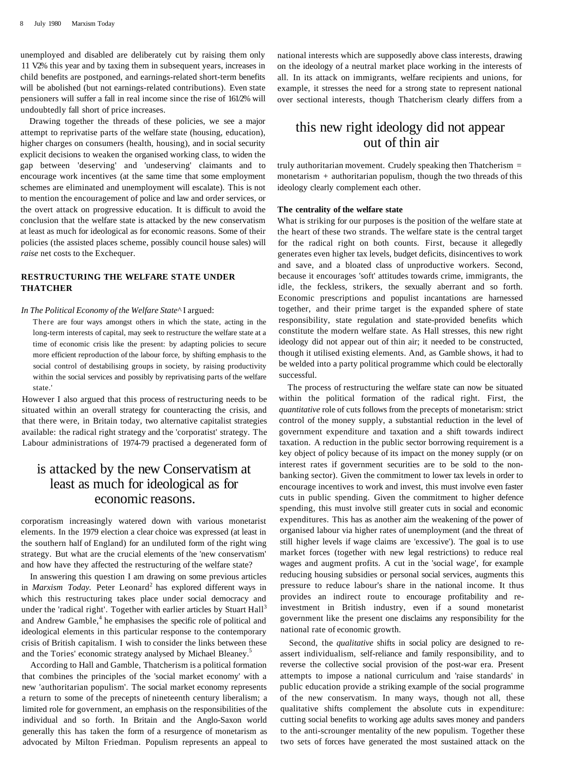unemployed and disabled are deliberately cut by raising them only 11 ½% this year and by taxing them in subsequent years, increases in child benefits are postponed, and earnings-related short-term benefits will be abolished (but not earnings-related contributions). Even state pensioners will suffer a fall in real income since the rise of 16½% will undoubtedly fall short of price increases.

Drawing together the threads of these policies, we see a major attempt to reprivatise parts of the welfare state (housing, education), higher charges on consumers (health, housing), and in social security explicit decisions to weaken the organised working class, to widen the gap between 'deserving' and 'undeserving' claimants and to encourage work incentives (at the same time that some employment schemes are eliminated and unemployment will escalate). This is not to mention the encouragement of police and law and order services, or the overt attack on progressive education. It is difficult to avoid the conclusion that the welfare state is attacked by the new conservatism at least as much for ideological as for economic reasons. Some of their policies (the assisted places scheme, possibly council house sales) will *raise* net costs to the Exchequer.

## RESTRUCTURING THE WELFARE STATE UNDER THATCHER

*In The Political Economy of the Welfare State*[1] I argued:

> There are four ways amongst others in which the state, acting in the long-term interests of capital, may seek to restructure the welfare state at a time of economic crisis like the present: by adapting policies to secure more efficient reproduction of the labour force, by shifting emphasis to the social control of destabilising groups in society, by raising productivity within the social services and possibly by reprivatising parts of the welfare state.'

However I also argued that this process of restructuring needs to be situated within an overall strategy for counteracting the crisis, and that there were, in Britain today, two alternative capitalist strategies available: the radical right strategy and the 'corporatist' strategy. The Labour administrations of 1974-79 practised a degenerated form of

> is attacked by the new Conservatism at least as much for ideological as for economic reasons.

corporatism increasingly watered down with various monetarist elements. In the 1979 election a clear choice was expressed (at least in the southern half of England) for an undiluted form of the right wing strategy. But what are the crucial elements of the 'new conservatism' and how have they affected the restructuring of the welfare state?

In answering this question I am drawing on some previous articles in *Marxism Today*. Peter Leonard[2] has explored different ways in which this restructuring takes place under social democracy and under the 'radical right'. Together with earlier articles by Stuart Hall[3] and Andrew Gamble,[4] he emphasises the specific role of political and ideological elements in this particular response to the contemporary crisis of British capitalism. I wish to consider the links between these and the Tories' economic strategy analysed by Michael Bleaney.[5]

According to Hall and Gamble, Thatcherism is a political formation that combines the principles of the 'social market economy' with a new 'authoritarian populism'. The social market economy represents a return to some of the precepts of nineteenth century liberalism; a limited role for government, an emphasis on the responsibilities of the individual and so forth. In Britain and the Anglo-Saxon world generally this has taken the form of a resurgence of monetarism as advocated by Milton Friedman. Populism represents an appeal to national interests which are supposedly above class interests, drawing on the ideology of a neutral market place working in the interests of all. In its attack on immigrants, welfare recipients and unions, for example, it stresses the need for a strong state to represent national over sectional interests, though Thatcherism clearly differs from a

> this new right ideology did not appear out of thin air

truly authoritarian movement. Crudely speaking then Thatcherism = monetarism + authoritarian populism, though the two threads of this ideology clearly complement each other.

### The centrality of the welfare state

What is striking for our purposes is the position of the welfare state at the heart of these two strands. The welfare state is the central target for the radical right on both counts. First, because it allegedly generates even higher tax levels, budget deficits, disincentives to work and save, and a bloated class of unproductive workers. Second, because it encourages 'soft' attitudes towards crime, immigrants, the idle, the feckless, strikers, the sexually aberrant and so forth. Economic prescriptions and populist incantations are harnessed together, and their prime target is the expanded sphere of state responsibility, state regulation and state-provided benefits which constitute the modern welfare state. As Hall stresses, this new right ideology did not appear out of thin air; it needed to be constructed, though it utilised existing elements. And, as Gamble shows, it had to be welded into a party political programme which could be electorally successful.

The process of restructuring the welfare state can now be situated within the political formation of the radical right. First, the *quantitative* role of cuts follows from the precepts of monetarism: strict control of the money supply, a substantial reduction in the level of government expenditure and taxation and a shift towards indirect taxation. A reduction in the public sector borrowing requirement is a key object of policy because of its impact on the money supply (or on interest rates if government securities are to be sold to the non-banking sector). Given the commitment to lower tax levels in order to encourage incentives to work and invest, this must involve even faster cuts in public spending. Given the commitment to higher defence spending, this must involve still greater cuts in social and economic expenditures. This has as another aim the weakening of the power of organised labour via higher rates of unemployment (and the threat of still higher levels if wage claims are 'excessive'). The goal is to use market forces (together with new legal restrictions) to reduce real wages and augment profits. A cut in the 'social wage', for example reducing housing subsidies or personal social services, augments this pressure to reduce labour's share in the national income. It thus provides an indirect route to encourage profitability and re-investment in British industry, even if a sound monetarist government like the present one disclaims any responsibility for the national rate of economic growth.

Second, the *qualitative* shifts in social policy are designed to re-assert individualism, self-reliance and family responsibility, and to reverse the collective social provision of the post-war era. Present attempts to impose a national curriculum and 'raise standards' in public education provide a striking example of the social programme of the new conservatism. In many ways, though not all, these qualitative shifts complement the absolute cuts in expenditure: cutting social benefits to working age adults saves money and panders to the anti-scrounger mentality of the new populism. Together these two sets of forces have generated the most sustained attack on the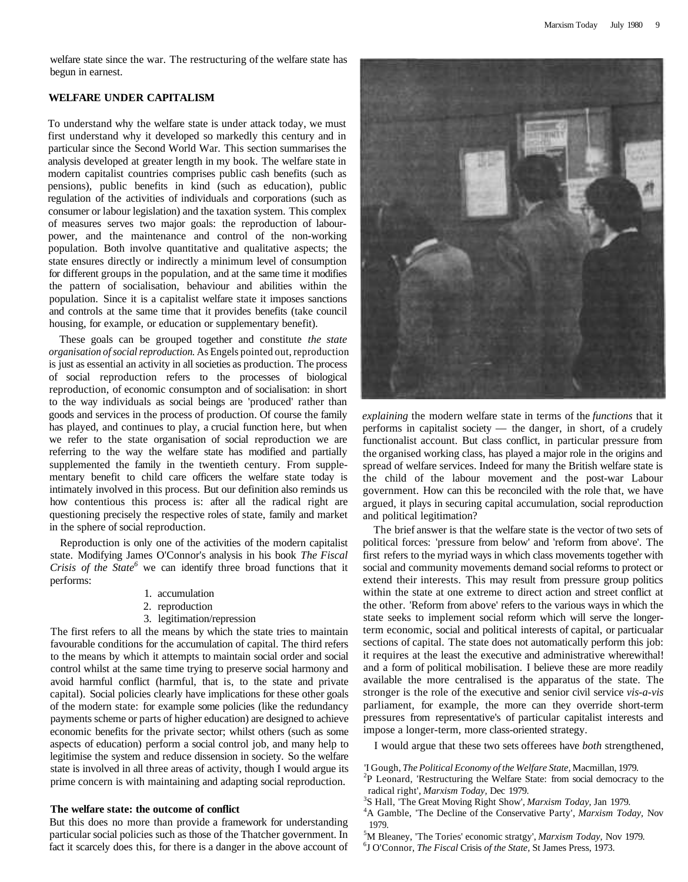welfare state since the war. The restructuring of the welfare state has begun in earnest.

## WELFARE UNDER CAPITALISM

To understand why the welfare state is under attack today, we must first understand why it developed so markedly this century and in particular since the Second World War. This section summarises the analysis developed at greater length in my book. The welfare state in modern capitalist countries comprises public cash benefits (such as pensions), public benefits in kind (such as education), public regulation of the activities of individuals and corporations (such as consumer or labour legislation) and the taxation system. This complex of measures serves two major goals: the reproduction of labour-power, and the maintenance and control of the non-working population. Both involve quantitative and qualitative aspects; the state ensures directly or indirectly a minimum level of consumption for different groups in the population, and at the same time it modifies the pattern of socialisation, behaviour and abilities within the population. Since it is a capitalist welfare state it imposes sanctions and controls at the same time that it provides benefits (take council housing, for example, or education or supplementary benefit).

These goals can be grouped together and constitute *the state organisation of social reproduction.* As Engels pointed out, reproduction is just as essential an activity in all societies as production. The process of social reproduction refers to the processes of biological reproduction, of economic consumpton and of socialisation: in short to the way individuals as social beings are 'produced' rather than goods and services in the process of production. Of course the family has played, and continues to play, a crucial function here, but when we refer to the state organisation of social reproduction we are referring to the way the welfare state has modified and partially supplemented the family in the twentieth century. From supplementary benefit to child care officers the welfare state today is intimately involved in this process. But our definition also reminds us how contentious this process is: after all the radical right are questioning precisely the respective roles of state, family and market in the sphere of social reproduction.

Reproduction is only one of the activities of the modern capitalist state. Modifying James O'Connor's analysis in his book *The Fiscal Crisis of the State*[6] we can identify three broad functions that it performs:

1. accumulation
2. reproduction
3. legitimation/repression

The first refers to all the means by which the state tries to maintain favourable conditions for the accumulation of capital. The third refers to the means by which it attempts to maintain social order and social control whilst at the same time trying to preserve social harmony and avoid harmful conflict (harmful, that is, to the state and private capital). Social policies clearly have implications for these other goals of the modern state: for example some policies (like the redundancy payments scheme or parts of higher education) are designed to achieve economic benefits for the private sector; whilst others (such as some aspects of education) perform a social control job, and many help to legitimise the system and reduce dissension in society. So the welfare state is involved in all three areas of activity, though I would argue its prime concern is with maintaining and adapting social reproduction.

### The welfare state: the outcome of conflict

But this does no more than provide a framework for understanding particular social policies such as those of the Thatcher government. In fact it scarcely does this, for there is a danger in the above account of *explaining* the modern welfare state in terms of the *functions* that it performs in capitalist society — the danger, in short, of a crudely functionalist account. But class conflict, in particular pressure from the organised working class, has played a major role in the origins and spread of welfare services. Indeed for many the British welfare state is the child of the labour movement and the post-war Labour government. How can this be reconciled with the role that, we have argued, it plays in securing capital accumulation, social reproduction and political legitimation?

The brief answer is that the welfare state is the vector of two sets of political forces: 'pressure from below' and 'reform from above'. The first refers to the myriad ways in which class movements together with social and community movements demand social reforms to protect or extend their interests. This may result from pressure group politics within the state at one extreme to direct action and street conflict at the other. 'Reform from above' refers to the various ways in which the state seeks to implement social reform which will serve the longer-term economic, social and political interests of capital, or particualar sections of capital. The state does not automatically perform this job: it requires at the least the executive and administrative wherewithal! and a form of political mobilisation. I believe these are more readily available the more centralised is the apparatus of the state. The stronger is the role of the executive and senior civil service *vis-a-vis* parliament, for example, the more can they override short-term pressures from representative's of particular capitalist interests and impose a longer-term, more class-oriented strategy.

I would argue that these two sets offerees have *both* strengthened,

[1] I Gough, *The Political Economy of the Welfare State,* Macmillan, 1979.
[2] P Leonard, 'Restructuring the Welfare State: from social democracy to the radical right', *Marxism Today,* Dec 1979.
[3] S Hall, 'The Great Moving Right Show', *Marxism Today,* Jan 1979.
[4] A Gamble, 'The Decline of the Conservative Party', *Marxism Today,* Nov 1979.
[5] M Bleaney, 'The Tories' economic stratgy', *Marxism Today,* Nov 1979.
[6] J O'Connor, *The Fiscal* Crisis *of the State,* St James Press, 1973.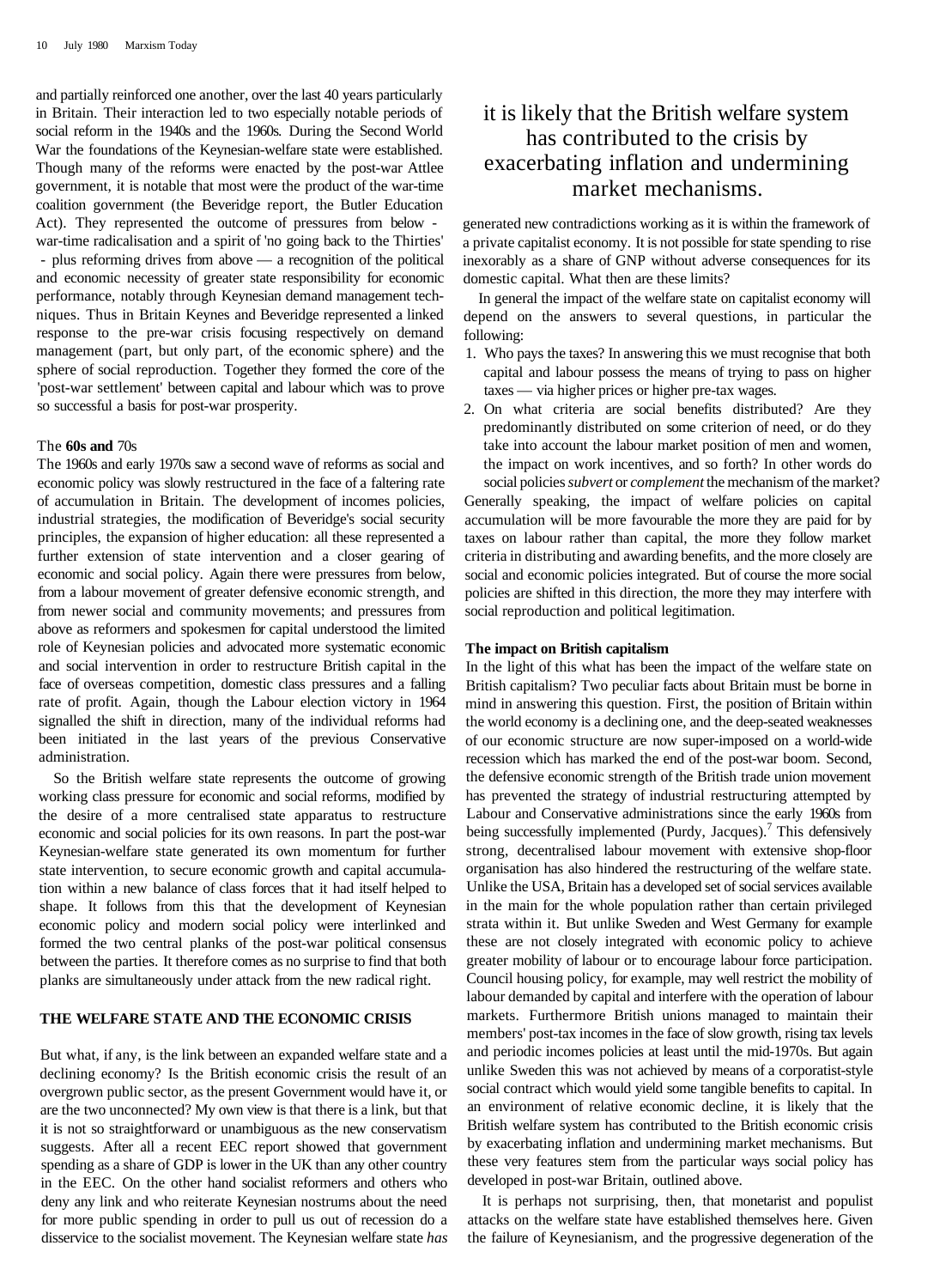and partially reinforced one another, over the last 40 years particularly in Britain. Their interaction led to two especially notable periods of social reform in the 1940s and the 1960s. During the Second World War the foundations of the Keynesian-welfare state were established. Though many of the reforms were enacted by the post-war Attlee government, it is notable that most were the product of the war-time coalition government (the Beveridge report, the Butler Education Act). They represented the outcome of pressures from below - war-time radicalisation and a spirit of 'no going back to the Thirties' - plus reforming drives from above — a recognition of the political and economic necessity of greater state responsibility for economic performance, notably through Keynesian demand management techniques. Thus in Britain Keynes and Beveridge represented a linked response to the pre-war crisis focusing respectively on demand management (part, but only part, of the economic sphere) and the sphere of social reproduction. Together they formed the core of the 'post-war settlement' between capital and labour which was to prove so successful a basis for post-war prosperity.

### The **60s and** 70s

The 1960s and early 1970s saw a second wave of reforms as social and economic policy was slowly restructured in the face of a faltering rate of accumulation in Britain. The development of incomes policies, industrial strategies, the modification of Beveridge's social security principles, the expansion of higher education: all these represented a further extension of state intervention and a closer gearing of economic and social policy. Again there were pressures from below, from a labour movement of greater defensive economic strength, and from newer social and community movements; and pressures from above as reformers and spokesmen for capital understood the limited role of Keynesian policies and advocated more systematic economic and social intervention in order to restructure British capital in the face of overseas competition, domestic class pressures and a falling rate of profit. Again, though the Labour election victory in 1964 signalled the shift in direction, many of the individual reforms had been initiated in the last years of the previous Conservative administration.

So the British welfare state represents the outcome of growing working class pressure for economic and social reforms, modified by the desire of a more centralised state apparatus to restructure economic and social policies for its own reasons. In part the post-war Keynesian-welfare state generated its own momentum for further state intervention, to secure economic growth and capital accumulation within a new balance of class forces that it had itself helped to shape. It follows from this that the development of Keynesian economic policy and modern social policy were interlinked and formed the two central planks of the post-war political consensus between the parties. It therefore comes as no surprise to find that both planks are simultaneously under attack from the new radical right.

## THE WELFARE STATE AND THE ECONOMIC CRISIS

But what, if any, is the link between an expanded welfare state and a declining economy? Is the British economic crisis the result of an overgrown public sector, as the present Government would have it, or are the two unconnected? My own view is that there is a link, but that it is not so straightforward or unambiguous as the new conservatism suggests. After all a recent EEC report showed that government spending as a share of GDP is lower in the UK than any other country in the EEC. On the other hand socialist reformers and others who deny any link and who reiterate Keynesian nostrums about the need for more public spending in order to pull us out of recession do a disservice to the socialist movement. The Keynesian welfare state *has* generated new contradictions working as it is within the framework of a private capitalist economy. It is not possible for state spending to rise inexorably as a share of GNP without adverse consequences for its domestic capital. What then are these limits?

> it is likely that the British welfare system has contributed to the crisis by exacerbating inflation and undermining market mechanisms.

In general the impact of the welfare state on capitalist economy will depend on the answers to several questions, in particular the following:

1. Who pays the taxes? In answering this we must recognise that both capital and labour possess the means of trying to pass on higher taxes — via higher prices or higher pre-tax wages.
2. On what criteria are social benefits distributed? Are they predominantly distributed on some criterion of need, or do they take into account the labour market position of men and women, the impact on work incentives, and so forth? In other words do social policies *subvert* or *complement* the mechanism of the market?

Generally speaking, the impact of welfare policies on capital accumulation will be more favourable the more they are paid for by taxes on labour rather than capital, the more they follow market criteria in distributing and awarding benefits, and the more closely are social and economic policies integrated. But of course the more social policies are shifted in this direction, the more they may interfere with social reproduction and political legitimation.

### The impact on British capitalism

In the light of this what has been the impact of the welfare state on British capitalism? Two peculiar facts about Britain must be borne in mind in answering this question. First, the position of Britain within the world economy is a declining one, and the deep-seated weaknesses of our economic structure are now super-imposed on a world-wide recession which has marked the end of the post-war boom. Second, the defensive economic strength of the British trade union movement has prevented the strategy of industrial restructuring attempted by Labour and Conservative administrations since the early 1960s from being successfully implemented (Purdy, Jacques).[7] This defensively strong, decentralised labour movement with extensive shop-floor organisation has also hindered the restructuring of the welfare state. Unlike the USA, Britain has a developed set of social services available in the main for the whole population rather than certain privileged strata within it. But unlike Sweden and West Germany for example these are not closely integrated with economic policy to achieve greater mobility of labour or to encourage labour force participation. Council housing policy, for example, may well restrict the mobility of labour demanded by capital and interfere with the operation of labour markets. Furthermore British unions managed to maintain their members' post-tax incomes in the face of slow growth, rising tax levels and periodic incomes policies at least until the mid-1970s. But again unlike Sweden this was not achieved by means of a corporatist-style social contract which would yield some tangible benefits to capital. In an environment of relative economic decline, it is likely that the British welfare system has contributed to the British economic crisis by exacerbating inflation and undermining market mechanisms. But these very features stem from the particular ways social policy has developed in post-war Britain, outlined above.

It is perhaps not surprising, then, that monetarist and populist attacks on the welfare state have established themselves here. Given the failure of Keynesianism, and the progressive degeneration of the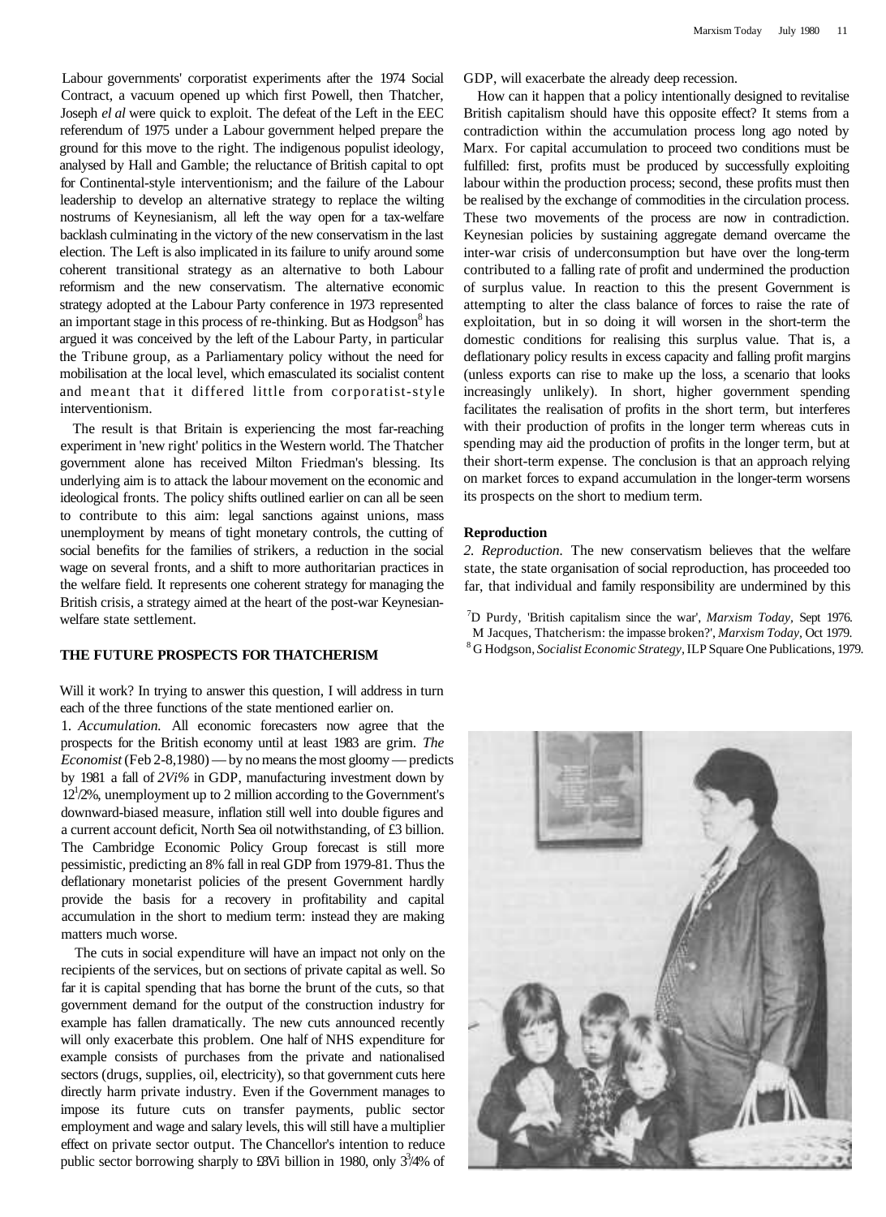Labour governments' corporatist experiments after the 1974 Social Contract, a vacuum opened up which first Powell, then Thatcher, Joseph *el al* were quick to exploit. The defeat of the Left in the EEC referendum of 1975 under a Labour government helped prepare the ground for this move to the right. The indigenous populist ideology, analysed by Hall and Gamble; the reluctance of British capital to opt for Continental-style interventionism; and the failure of the Labour leadership to develop an alternative strategy to replace the wilting nostrums of Keynesianism, all left the way open for a tax-welfare backlash culminating in the victory of the new conservatism in the last election. The Left is also implicated in its failure to unify around some coherent transitional strategy as an alternative to both Labour reformism and the new conservatism. The alternative economic strategy adopted at the Labour Party conference in 1973 represented an important stage in this process of re-thinking. But as Hodgson[8] has argued it was conceived by the left of the Labour Party, in particular the Tribune group, as a Parliamentary policy without the need for mobilisation at the local level, which emasculated its socialist content and meant that it differed little from corporatist-style interventionism.

The result is that Britain is experiencing the most far-reaching experiment in 'new right' politics in the Western world. The Thatcher government alone has received Milton Friedman's blessing. Its underlying aim is to attack the labour movement on the economic and ideological fronts. The policy shifts outlined earlier on can all be seen to contribute to this aim: legal sanctions against unions, mass unemployment by means of tight monetary controls, the cutting of social benefits for the families of strikers, a reduction in the social wage on several fronts, and a shift to more authoritarian practices in the welfare field. It represents one coherent strategy for managing the British crisis, a strategy aimed at the heart of the post-war Keynesian-welfare state settlement.

## THE FUTURE PROSPECTS FOR THATCHERISM

Will it work? In trying to answer this question, I will address in turn each of the three functions of the state mentioned earlier on.

1. *Accumulation.* All economic forecasters now agree that the prospects for the British economy until at least 1983 are grim. *The Economist* (Feb 2-8,1980) — by no means the most gloomy — predicts by 1981 a fall of *2½%* in GDP, manufacturing investment down by 12½%, unemployment up to 2 million according to the Government's downward-biased measure, inflation still well into double figures and a current account deficit, North Sea oil notwithstanding, of £3 billion. The Cambridge Economic Policy Group forecast is still more pessimistic, predicting an 8% fall in real GDP from 1979-81. Thus the deflationary monetarist policies of the present Government hardly provide the basis for a recovery in profitability and capital accumulation in the short to medium term: instead they are making matters much worse.

The cuts in social expenditure will have an impact not only on the recipients of the services, but on sections of private capital as well. So far it is capital spending that has borne the brunt of the cuts, so that government demand for the output of the construction industry for example has fallen dramatically. The new cuts announced recently will only exacerbate this problem. One half of NHS expenditure for example consists of purchases from the private and nationalised sectors (drugs, supplies, oil, electricity), so that government cuts here directly harm private industry. Even if the Government manages to impose its future cuts on transfer payments, public sector employment and wage and salary levels, this will still have a multiplier effect on private sector output. The Chancellor's intention to reduce public sector borrowing sharply to £8½ billion in 1980, only 3¾% of GDP, will exacerbate the already deep recession.

How can it happen that a policy intentionally designed to revitalise British capitalism should have this opposite effect? It stems from a contradiction within the accumulation process long ago noted by Marx. For capital accumulation to proceed two conditions must be fulfilled: first, profits must be produced by successfully exploiting labour within the production process; second, these profits must then be realised by the exchange of commodities in the circulation process. These two movements of the process are now in contradiction. Keynesian policies by sustaining aggregate demand overcame the inter-war crisis of underconsumption but have over the long-term contributed to a falling rate of profit and undermined the production of surplus value. In reaction to this the present Government is attempting to alter the class balance of forces to raise the rate of exploitation, but in so doing it will worsen in the short-term the domestic conditions for realising this surplus value. That is, a deflationary policy results in excess capacity and falling profit margins (unless exports can rise to make up the loss, a scenario that looks increasingly unlikely). In short, higher government spending facilitates the realisation of profits in the short term, but interferes with their production of profits in the longer term whereas cuts in spending may aid the production of profits in the longer term, but at their short-term expense. The conclusion is that an approach relying on market forces to expand accumulation in the longer-term worsens its prospects on the short to medium term.

### Reproduction

2. *Reproduction.* The new conservatism believes that the welfare state, the state organisation of social reproduction, has proceeded too far, that individual and family responsibility are undermined by this

[7] D Purdy, 'British capitalism since the war', *Marxism Today,* Sept 1976. M Jacques, Thatcherism: the impasse broken?', *Marxism Today,* Oct 1979.

[8] G Hodgson, *Socialist Economic Strategy,* ILP Square One Publications, 1979.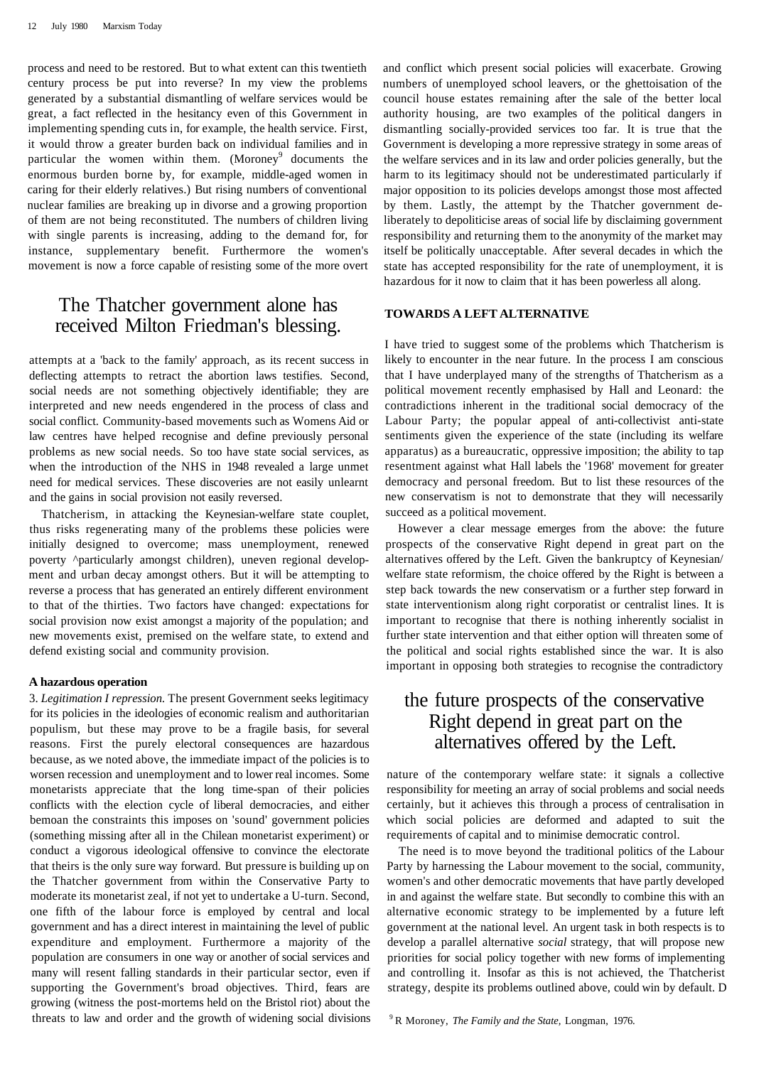process and need to be restored. But to what extent can this twentieth century process be put into reverse? In my view the problems generated by a substantial dismantling of welfare services would be great, a fact reflected in the hesitancy even of this Government in implementing spending cuts in, for example, the health service. First, it would throw a greater burden back on individual families and in particular the women within them. (Moroney[9] documents the enormous burden borne by, for example, middle-aged women in caring for their elderly relatives.) But rising numbers of conventional nuclear families are breaking up in divorce and a growing proportion of them are not being reconstituted. The numbers of children living with single parents is increasing, adding to the demand for, for instance, supplementary benefit. Furthermore the women's movement is now a force capable of resisting some of the more overt attempts at a 'back to the family' approach, as its recent success in deflecting attempts to retract the abortion laws testifies. Second, social needs are not something objectively identifiable; they are interpreted and new needs engendered in the process of class and social conflict. Community-based movements such as Womens Aid or law centres have helped recognise and define previously personal problems as new social needs. So too have state social services, as when the introduction of the NHS in 1948 revealed a large unmet need for medical services. These discoveries are not easily unlearnt and the gains in social provision not easily reversed.

## The Thatcher government alone has received Milton Friedman's blessing.

Thatcherism, in attacking the Keynesian-welfare state couplet, thus risks regenerating many of the problems these policies were initially designed to overcome; mass unemployment, renewed poverty ^particularly amongst children), uneven regional development and urban decay amongst others. But it will be attempting to reverse a process that has generated an entirely different environment to that of the thirties. Two factors have changed: expectations for social provision now exist amongst a majority of the population; and new movements exist, premised on the welfare state, to extend and defend existing social and community provision.

**A hazardous operation**

3. *Legitimation I repression.* The present Government seeks legitimacy for its policies in the ideologies of economic realism and authoritarian populism, but these may prove to be a fragile basis, for several reasons. First the purely electoral consequences are hazardous because, as we noted above, the immediate impact of the policies is to worsen recession and unemployment and to lower real incomes. Some monetarists appreciate that the long time-span of their policies conflicts with the election cycle of liberal democracies, and either bemoan the constraints this imposes on 'sound' government policies (something missing after all in the Chilean monetarist experiment) or conduct a vigorous ideological offensive to convince the electorate that theirs is the only sure way forward. But pressure is building up on the Thatcher government from within the Conservative Party to moderate its monetarist zeal, if not yet to undertake a U-turn. Second, one fifth of the labour force is employed by central and local government and has a direct interest in maintaining the level of public expenditure and employment. Furthermore a majority of the population are consumers in one way or another of social services and many will resent falling standards in their particular sector, even if supporting the Government's broad objectives. Third, fears are growing (witness the post-mortems held on the Bristol riot) about the threats to law and order and the growth of widening social divisions and conflict which present social policies will exacerbate. Growing numbers of unemployed school leavers, or the ghettoisation of the council house estates remaining after the sale of the better local authority housing, are two examples of the political dangers in dismantling socially-provided services too far. It is true that the Government is developing a more repressive strategy in some areas of the welfare services and in its law and order policies generally, but the harm to its legitimacy should not be underestimated particularly if major opposition to its policies develops amongst those most affected by them. Lastly, the attempt by the Thatcher government deliberately to depoliticise areas of social life by disclaiming government responsibility and returning them to the anonymity of the market may itself be politically unacceptable. After several decades in which the state has accepted responsibility for the rate of unemployment, it is hazardous for it now to claim that it has been powerless all along.

**TOWARDS A LEFT ALTERNATIVE**

I have tried to suggest some of the problems which Thatcherism is likely to encounter in the near future. In the process I am conscious that I have underplayed many of the strengths of Thatcherism as a political movement recently emphasised by Hall and Leonard: the contradictions inherent in the traditional social democracy of the Labour Party; the popular appeal of anti-collectivist anti-state sentiments given the experience of the state (including its welfare apparatus) as a bureaucratic, oppressive imposition; the ability to tap resentment against what Hall labels the '1968' movement for greater democracy and personal freedom. But to list these resources of the new conservatism is not to demonstrate that they will necessarily succeed as a political movement.

However a clear message emerges from the above: the future prospects of the conservative Right depend in great part on the alternatives offered by the Left. Given the bankruptcy of Keynesian/welfare state reformism, the choice offered by the Right is between a step back towards the new conservatism or a further step forward in state interventionism along right corporatist or centralist lines. It is important to recognise that there is nothing inherently socialist in further state intervention and that either option will threaten some of the political and social rights established since the war. It is also important in opposing both strategies to recognise the contradictory nature of the contemporary welfare state: it signals a collective responsibility for meeting an array of social problems and social needs certainly, but it achieves this through a process of centralisation in which social policies are deformed and adapted to suit the requirements of capital and to minimise democratic control.

## the future prospects of the conservative Right depend in great part on the alternatives offered by the Left.

The need is to move beyond the traditional politics of the Labour Party by harnessing the Labour movement to the social, community, women's and other democratic movements that have partly developed in and against the welfare state. But secondly to combine this with an alternative economic strategy to be implemented by a future left government at the national level. An urgent task in both respects is to develop a parallel alternative *social* strategy, that will propose new priorities for social policy together with new forms of implementing and controlling it. Insofar as this is not achieved, the Thatcherist strategy, despite its problems outlined above, could win by default. D

[9] R Moroney, *The Family and the State,* Longman, 1976.